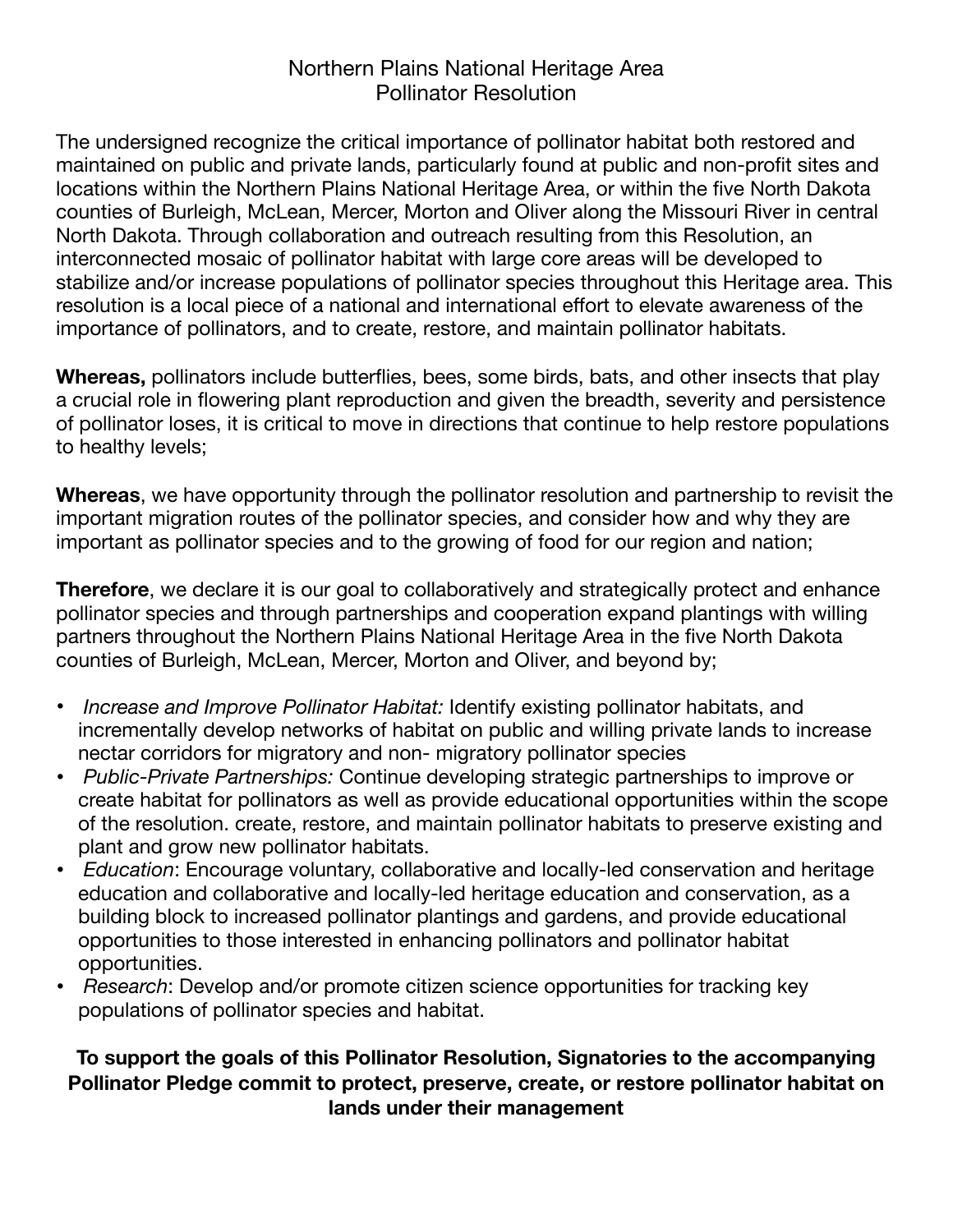# Northern Plains National Heritage Area
## Pollinator Resolution

The undersigned recognize the critical importance of pollinator habitat both restored and maintained on public and private lands, particularly found at public and non-profit sites and locations within the Northern Plains National Heritage Area, or within the five North Dakota counties of Burleigh, McLean, Mercer, Morton and Oliver along the Missouri River in central North Dakota. Through collaboration and outreach resulting from this Resolution, an interconnected mosaic of pollinator habitat with large core areas will be developed to stabilize and/or increase populations of pollinator species throughout this Heritage area. This resolution is a local piece of a national and international effort to elevate awareness of the importance of pollinators, and to create, restore, and maintain pollinator habitats.

**Whereas,** pollinators include butterflies, bees, some birds, bats, and other insects that play a crucial role in flowering plant reproduction and given the breadth, severity and persistence of pollinator loses, it is critical to move in directions that continue to help restore populations to healthy levels;

**Whereas**, we have opportunity through the pollinator resolution and partnership to revisit the important migration routes of the pollinator species, and consider how and why they are important as pollinator species and to the growing of food for our region and nation;

**Therefore**, we declare it is our goal to collaboratively and strategically protect and enhance pollinator species and through partnerships and cooperation expand plantings with willing partners throughout the Northern Plains National Heritage Area in the five North Dakota counties of Burleigh, McLean, Mercer, Morton and Oliver, and beyond by;

- *Increase and Improve Pollinator Habitat:* Identify existing pollinator habitats, and incrementally develop networks of habitat on public and willing private lands to increase nectar corridors for migratory and non- migratory pollinator species
- *Public-Private Partnerships:* Continue developing strategic partnerships to improve or create habitat for pollinators as well as provide educational opportunities within the scope of the resolution. create, restore, and maintain pollinator habitats to preserve existing and plant and grow new pollinator habitats.
- *Education*: Encourage voluntary, collaborative and locally-led conservation and heritage education and collaborative and locally-led heritage education and conservation, as a building block to increased pollinator plantings and gardens, and provide educational opportunities to those interested in enhancing pollinators and pollinator habitat opportunities.
- *Research*: Develop and/or promote citizen science opportunities for tracking key populations of pollinator species and habitat.

**To support the goals of this Pollinator Resolution, Signatories to the accompanying Pollinator Pledge commit to protect, preserve, create, or restore pollinator habitat on lands under their management**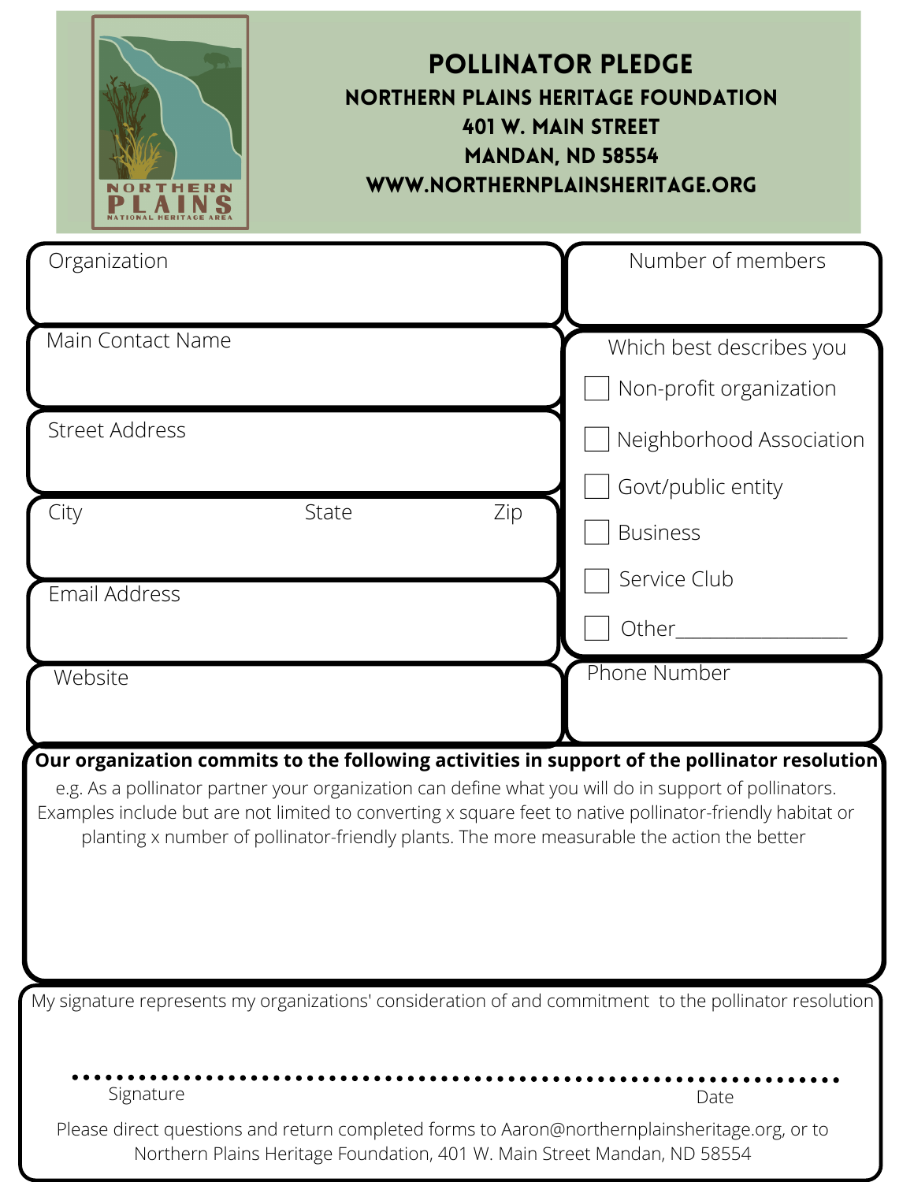# POLLINATOR PLEDGE

## NORTHERN PLAINS HERITAGE FOUNDATION
## 401 W. MAIN STREET
## MANDAN, ND 58554
## WWW.NORTHERNPLAINSHERITAGE.ORG

NORTHERN PLAINS NATIONAL HERITAGE AREA

Organization

Number of members

Main Contact Name

Which best describes you

- ☐ Non-profit organization
- ☐ Neighborhood Association
- ☐ Govt/public entity
- ☐ Business
- ☐ Service Club
- ☐ Other__________________

Street Address

City State Zip

Email Address

Website

Phone Number

**Our organization commits to the following activities in support of the pollinator resolution**

e.g. As a pollinator partner your organization can define what you will do in support of pollinators. Examples include but are not limited to converting x square feet to native pollinator-friendly habitat or planting x number of pollinator-friendly plants. The more measurable the action the better

My signature represents my organizations' consideration of and commitment to the pollinator resolution

Signature Date

Please direct questions and return completed forms to Aaron@northernplainsheritage.org, or to Northern Plains Heritage Foundation, 401 W. Main Street Mandan, ND 58554